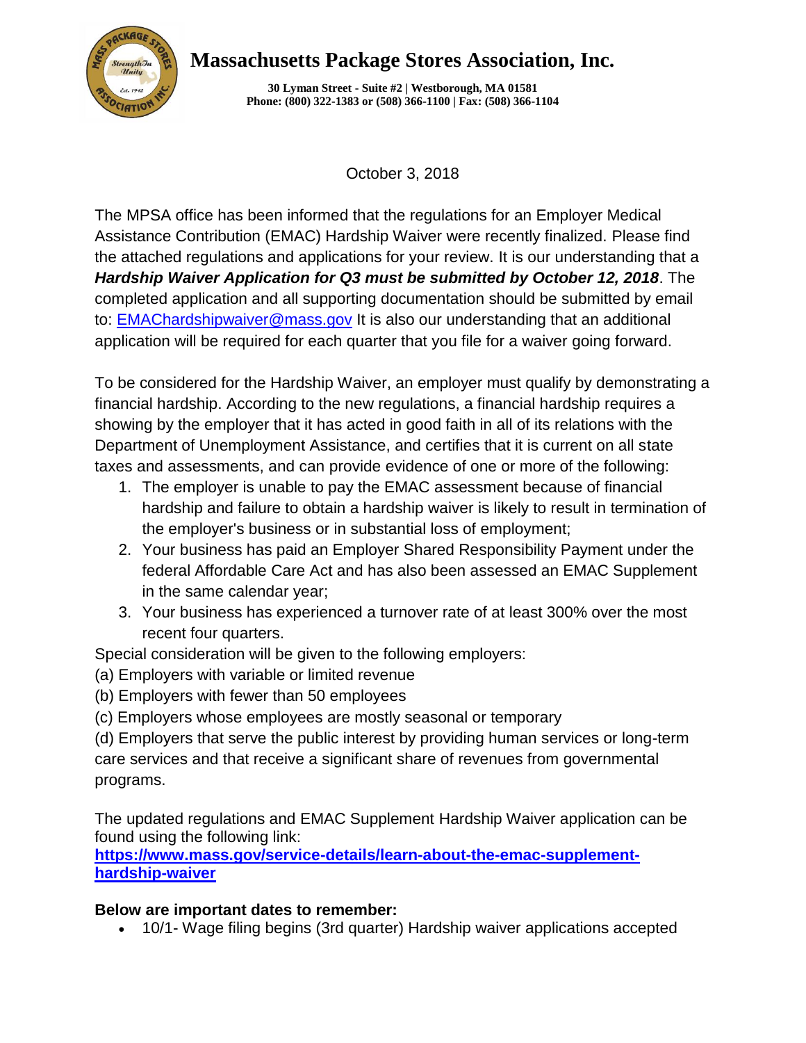# Massachusetts Package Stores Association, Inc.

**30 Lyman Street - Suite #2 | Westborough, MA 01581**
**Phone: (800) 322-1383 or (508) 366-1100 | Fax: (508) 366-1104**

October 3, 2018

The MPSA office has been informed that the regulations for an Employer Medical Assistance Contribution (EMAC) Hardship Waiver were recently finalized. Please find the attached regulations and applications for your review. It is our understanding that a ***Hardship Waiver Application for Q3 must be submitted by October 12, 2018***. The completed application and all supporting documentation should be submitted by email to: [EMAChardshipwaiver@mass.gov](mailto:EMAChardshipwaiver@mass.gov) It is also our understanding that an additional application will be required for each quarter that you file for a waiver going forward.

To be considered for the Hardship Waiver, an employer must qualify by demonstrating a financial hardship. According to the new regulations, a financial hardship requires a showing by the employer that it has acted in good faith in all of its relations with the Department of Unemployment Assistance, and certifies that it is current on all state taxes and assessments, and can provide evidence of one or more of the following:

1. The employer is unable to pay the EMAC assessment because of financial hardship and failure to obtain a hardship waiver is likely to result in termination of the employer's business or in substantial loss of employment;
2. Your business has paid an Employer Shared Responsibility Payment under the federal Affordable Care Act and has also been assessed an EMAC Supplement in the same calendar year;
3. Your business has experienced a turnover rate of at least 300% over the most recent four quarters.

Special consideration will be given to the following employers:

(a) Employers with variable or limited revenue

(b) Employers with fewer than 50 employees

(c) Employers whose employees are mostly seasonal or temporary

(d) Employers that serve the public interest by providing human services or long-term care services and that receive a significant share of revenues from governmental programs.

The updated regulations and EMAC Supplement Hardship Waiver application can be found using the following link:
**[https://www.mass.gov/service-details/learn-about-the-emac-supplement-hardship-waiver](https://www.mass.gov/service-details/learn-about-the-emac-supplement-hardship-waiver)**

**Below are important dates to remember:**

- 10/1- Wage filing begins (3rd quarter) Hardship waiver applications accepted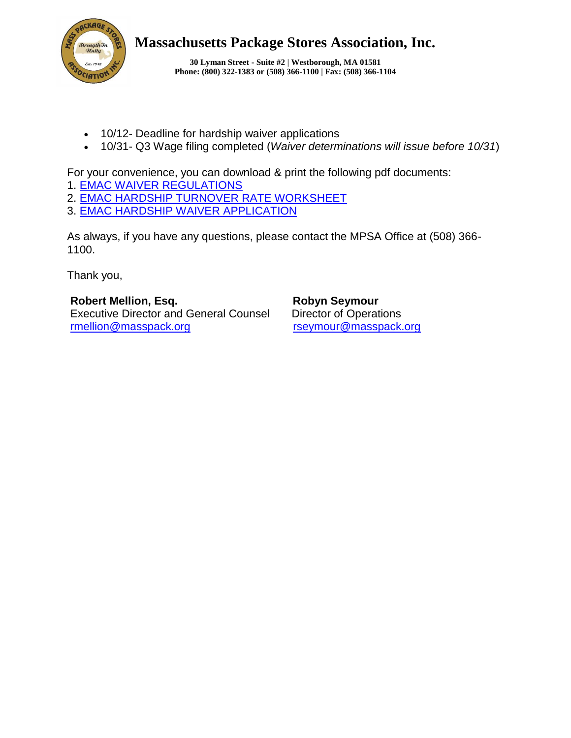# Massachusetts Package Stores Association, Inc.

**30 Lyman Street - Suite #2 | Westborough, MA 01581**
**Phone: (800) 322-1383 or (508) 366-1100 | Fax: (508) 366-1104**

- 10/12- Deadline for hardship waiver applications
- 10/31- Q3 Wage filing completed (*Waiver determinations will issue before 10/31*)

For your convenience, you can download & print the following pdf documents:
1. EMAC WAIVER REGULATIONS
2. EMAC HARDSHIP TURNOVER RATE WORKSHEET
3. EMAC HARDSHIP WAIVER APPLICATION

As always, if you have any questions, please contact the MPSA Office at (508) 366-1100.

Thank you,

**Robert Mellion, Esq.**
Executive Director and General Counsel
rmellion@masspack.org

**Robyn Seymour**
Director of Operations
rseymour@masspack.org